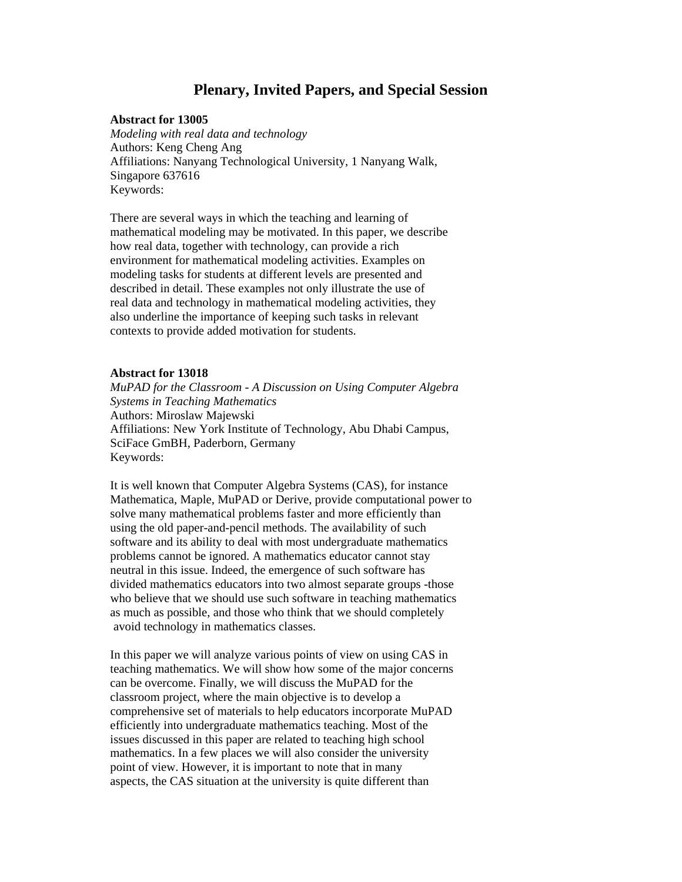# Plenary, Invited Papers, and Special Session

**Abstract for 13005**
*Modeling with real data and technology*
Authors: Keng Cheng Ang
Affiliations: Nanyang Technological University, 1 Nanyang Walk, Singapore 637616
Keywords:

There are several ways in which the teaching and learning of mathematical modeling may be motivated. In this paper, we describe how real data, together with technology, can provide a rich environment for mathematical modeling activities. Examples on modeling tasks for students at different levels are presented and described in detail. These examples not only illustrate the use of real data and technology in mathematical modeling activities, they also underline the importance of keeping such tasks in relevant contexts to provide added motivation for students.

**Abstract for 13018**
*MuPAD for the Classroom - A Discussion on Using Computer Algebra Systems in Teaching Mathematics*
Authors: Miroslaw Majewski
Affiliations: New York Institute of Technology, Abu Dhabi Campus, SciFace GmBH, Paderborn, Germany
Keywords:

It is well known that Computer Algebra Systems (CAS), for instance Mathematica, Maple, MuPAD or Derive, provide computational power to solve many mathematical problems faster and more efficiently than using the old paper-and-pencil methods. The availability of such software and its ability to deal with most undergraduate mathematics problems cannot be ignored. A mathematics educator cannot stay neutral in this issue. Indeed, the emergence of such software has divided mathematics educators into two almost separate groups -those who believe that we should use such software in teaching mathematics as much as possible, and those who think that we should completely avoid technology in mathematics classes.

In this paper we will analyze various points of view on using CAS in teaching mathematics. We will show how some of the major concerns can be overcome. Finally, we will discuss the MuPAD for the classroom project, where the main objective is to develop a comprehensive set of materials to help educators incorporate MuPAD efficiently into undergraduate mathematics teaching. Most of the issues discussed in this paper are related to teaching high school mathematics. In a few places we will also consider the university point of view. However, it is important to note that in many aspects, the CAS situation at the university is quite different than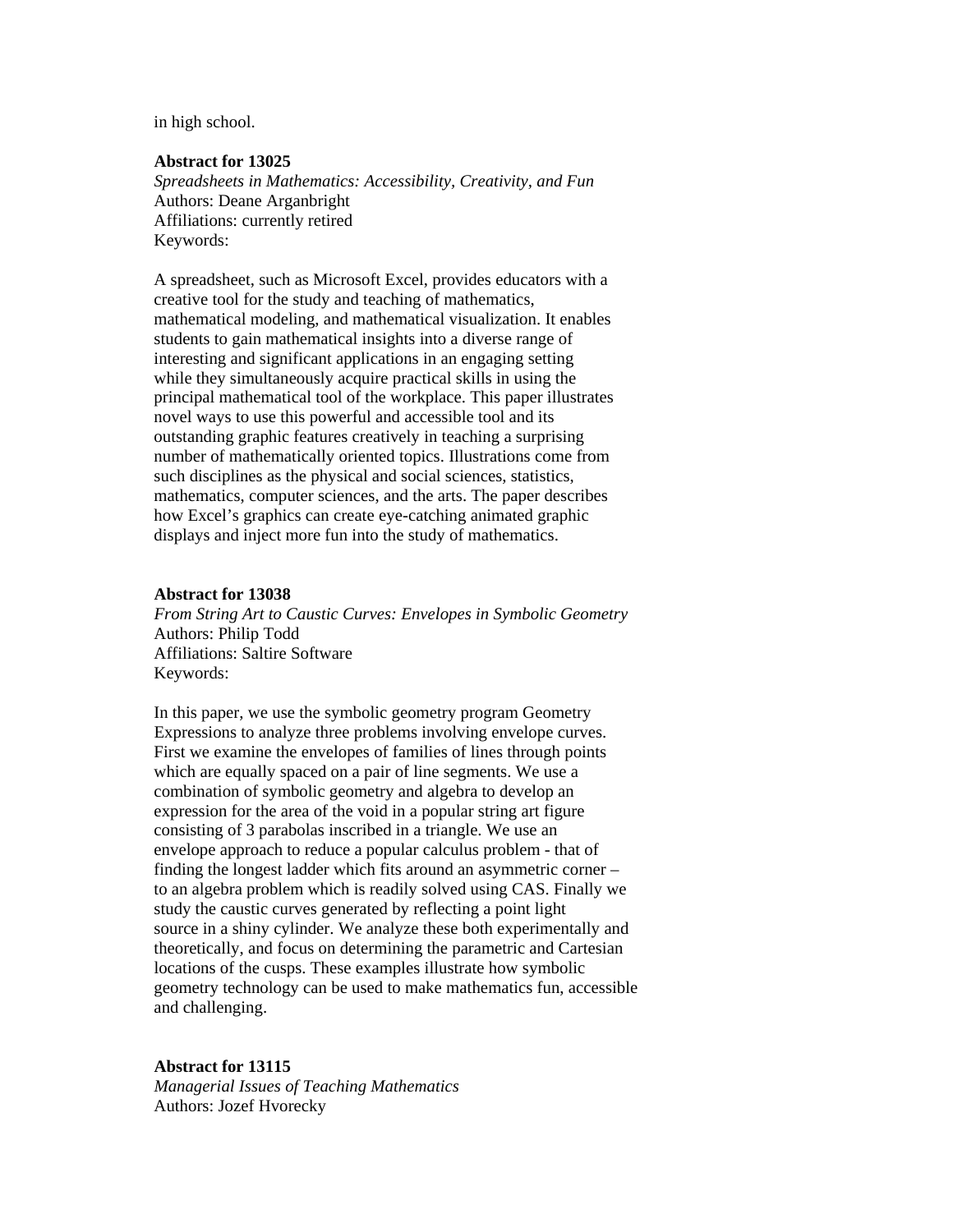in high school.

**Abstract for 13025**

*Spreadsheets in Mathematics: Accessibility, Creativity, and Fun*
Authors: Deane Arganbright
Affiliations: currently retired
Keywords:

A spreadsheet, such as Microsoft Excel, provides educators with a creative tool for the study and teaching of mathematics, mathematical modeling, and mathematical visualization. It enables students to gain mathematical insights into a diverse range of interesting and significant applications in an engaging setting while they simultaneously acquire practical skills in using the principal mathematical tool of the workplace. This paper illustrates novel ways to use this powerful and accessible tool and its outstanding graphic features creatively in teaching a surprising number of mathematically oriented topics. Illustrations come from such disciplines as the physical and social sciences, statistics, mathematics, computer sciences, and the arts. The paper describes how Excel's graphics can create eye-catching animated graphic displays and inject more fun into the study of mathematics.

**Abstract for 13038**

*From String Art to Caustic Curves: Envelopes in Symbolic Geometry*
Authors: Philip Todd
Affiliations: Saltire Software
Keywords:

In this paper, we use the symbolic geometry program Geometry Expressions to analyze three problems involving envelope curves. First we examine the envelopes of families of lines through points which are equally spaced on a pair of line segments. We use a combination of symbolic geometry and algebra to develop an expression for the area of the void in a popular string art figure consisting of 3 parabolas inscribed in a triangle. We use an envelope approach to reduce a popular calculus problem - that of finding the longest ladder which fits around an asymmetric corner – to an algebra problem which is readily solved using CAS. Finally we study the caustic curves generated by reflecting a point light source in a shiny cylinder. We analyze these both experimentally and theoretically, and focus on determining the parametric and Cartesian locations of the cusps. These examples illustrate how symbolic geometry technology can be used to make mathematics fun, accessible and challenging.

**Abstract for 13115**

*Managerial Issues of Teaching Mathematics*
Authors: Jozef Hvorecky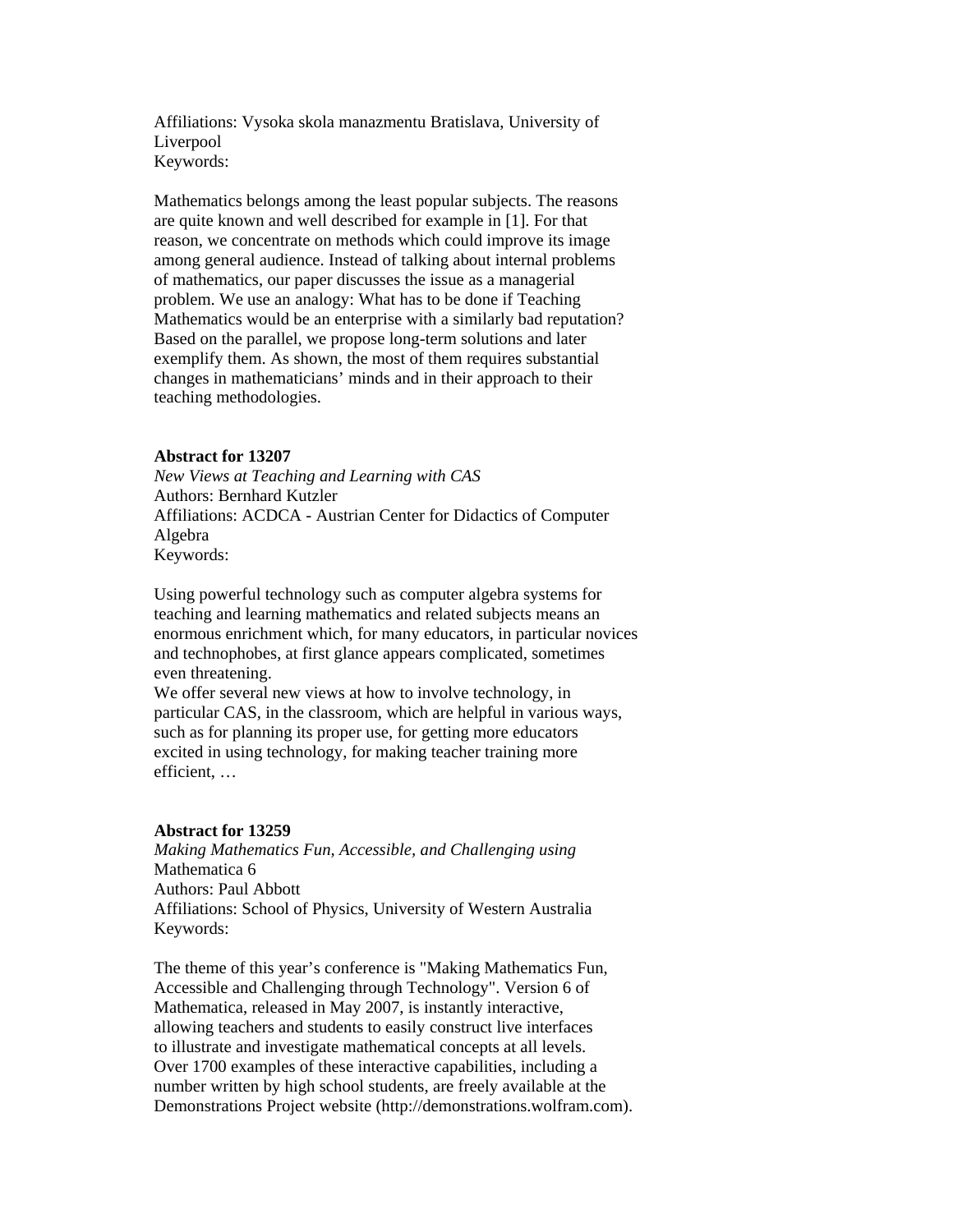Affiliations: Vysoka skola manazmentu Bratislava, University of Liverpool
Keywords:

Mathematics belongs among the least popular subjects. The reasons are quite known and well described for example in [1]. For that reason, we concentrate on methods which could improve its image among general audience. Instead of talking about internal problems of mathematics, our paper discusses the issue as a managerial problem. We use an analogy: What has to be done if Teaching Mathematics would be an enterprise with a similarly bad reputation? Based on the parallel, we propose long-term solutions and later exemplify them. As shown, the most of them requires substantial changes in mathematicians' minds and in their approach to their teaching methodologies.

**Abstract for 13207**

*New Views at Teaching and Learning with CAS*
Authors: Bernhard Kutzler
Affiliations: ACDCA - Austrian Center for Didactics of Computer Algebra
Keywords:

Using powerful technology such as computer algebra systems for teaching and learning mathematics and related subjects means an enormous enrichment which, for many educators, in particular novices and technophobes, at first glance appears complicated, sometimes even threatening.
We offer several new views at how to involve technology, in particular CAS, in the classroom, which are helpful in various ways, such as for planning its proper use, for getting more educators excited in using technology, for making teacher training more efficient, …

**Abstract for 13259**

*Making Mathematics Fun, Accessible, and Challenging using* Mathematica 6
Authors: Paul Abbott
Affiliations: School of Physics, University of Western Australia
Keywords:

The theme of this year's conference is "Making Mathematics Fun, Accessible and Challenging through Technology". Version 6 of Mathematica, released in May 2007, is instantly interactive, allowing teachers and students to easily construct live interfaces to illustrate and investigate mathematical concepts at all levels. Over 1700 examples of these interactive capabilities, including a number written by high school students, are freely available at the Demonstrations Project website (http://demonstrations.wolfram.com).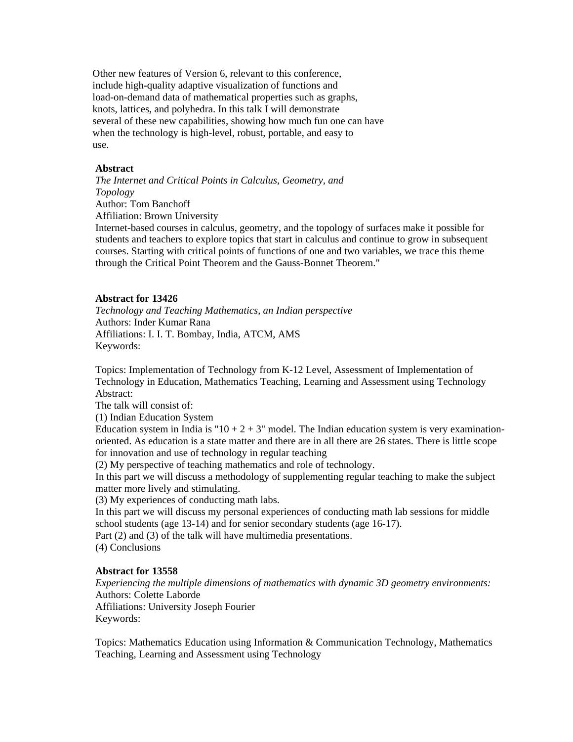Other new features of Version 6, relevant to this conference, include high-quality adaptive visualization of functions and load-on-demand data of mathematical properties such as graphs, knots, lattices, and polyhedra. In this talk I will demonstrate several of these new capabilities, showing how much fun one can have when the technology is high-level, robust, portable, and easy to use.

**Abstract**

*The Internet and Critical Points in Calculus, Geometry, and Topology*

Author: Tom Banchoff

Affiliation: Brown University

Internet-based courses in calculus, geometry, and the topology of surfaces make it possible for students and teachers to explore topics that start in calculus and continue to grow in subsequent courses. Starting with critical points of functions of one and two variables, we trace this theme through the Critical Point Theorem and the Gauss-Bonnet Theorem."

**Abstract for 13426**

*Technology and Teaching Mathematics, an Indian perspective*

Authors: Inder Kumar Rana

Affiliations: I. I. T. Bombay, India, ATCM, AMS

Keywords:

Topics: Implementation of Technology from K-12 Level, Assessment of Implementation of Technology in Education, Mathematics Teaching, Learning and Assessment using Technology

Abstract:

The talk will consist of:

(1) Indian Education System

Education system in India is "10 + 2 + 3" model. The Indian education system is very examination-oriented. As education is a state matter and there are in all there are 26 states. There is little scope for innovation and use of technology in regular teaching

(2) My perspective of teaching mathematics and role of technology.

In this part we will discuss a methodology of supplementing regular teaching to make the subject matter more lively and stimulating.

(3) My experiences of conducting math labs.

In this part we will discuss my personal experiences of conducting math lab sessions for middle school students (age 13-14) and for senior secondary students (age 16-17).

Part (2) and (3) of the talk will have multimedia presentations.

(4) Conclusions

**Abstract for 13558**

*Experiencing the multiple dimensions of mathematics with dynamic 3D geometry environments:*

Authors: Colette Laborde

Affiliations: University Joseph Fourier

Keywords:

Topics: Mathematics Education using Information & Communication Technology, Mathematics Teaching, Learning and Assessment using Technology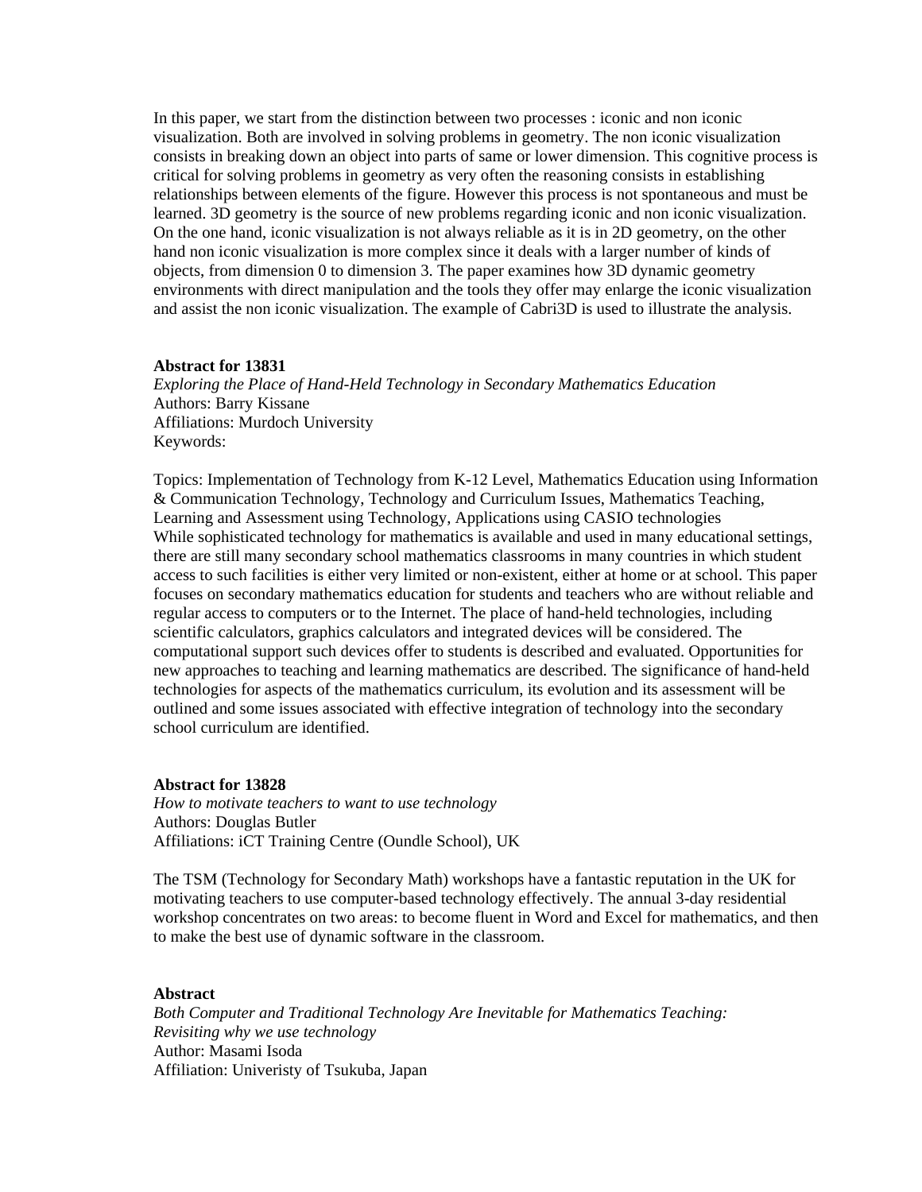In this paper, we start from the distinction between two processes : iconic and non iconic visualization. Both are involved in solving problems in geometry. The non iconic visualization consists in breaking down an object into parts of same or lower dimension. This cognitive process is critical for solving problems in geometry as very often the reasoning consists in establishing relationships between elements of the figure. However this process is not spontaneous and must be learned. 3D geometry is the source of new problems regarding iconic and non iconic visualization. On the one hand, iconic visualization is not always reliable as it is in 2D geometry, on the other hand non iconic visualization is more complex since it deals with a larger number of kinds of objects, from dimension 0 to dimension 3. The paper examines how 3D dynamic geometry environments with direct manipulation and the tools they offer may enlarge the iconic visualization and assist the non iconic visualization. The example of Cabri3D is used to illustrate the analysis.

**Abstract for 13831**
*Exploring the Place of Hand-Held Technology in Secondary Mathematics Education*
Authors: Barry Kissane
Affiliations: Murdoch University
Keywords:

Topics: Implementation of Technology from K-12 Level, Mathematics Education using Information & Communication Technology, Technology and Curriculum Issues, Mathematics Teaching, Learning and Assessment using Technology, Applications using CASIO technologies
While sophisticated technology for mathematics is available and used in many educational settings, there are still many secondary school mathematics classrooms in many countries in which student access to such facilities is either very limited or non-existent, either at home or at school. This paper focuses on secondary mathematics education for students and teachers who are without reliable and regular access to computers or to the Internet. The place of hand-held technologies, including scientific calculators, graphics calculators and integrated devices will be considered. The computational support such devices offer to students is described and evaluated. Opportunities for new approaches to teaching and learning mathematics are described. The significance of hand-held technologies for aspects of the mathematics curriculum, its evolution and its assessment will be outlined and some issues associated with effective integration of technology into the secondary school curriculum are identified.

**Abstract for 13828**
*How to motivate teachers to want to use technology*
Authors: Douglas Butler
Affiliations: iCT Training Centre (Oundle School), UK

The TSM (Technology for Secondary Math) workshops have a fantastic reputation in the UK for motivating teachers to use computer-based technology effectively. The annual 3-day residential workshop concentrates on two areas: to become fluent in Word and Excel for mathematics, and then to make the best use of dynamic software in the classroom.

**Abstract**
*Both Computer and Traditional Technology Are Inevitable for Mathematics Teaching: Revisiting why we use technology*
Author: Masami Isoda
Affiliation: Univeristy of Tsukuba, Japan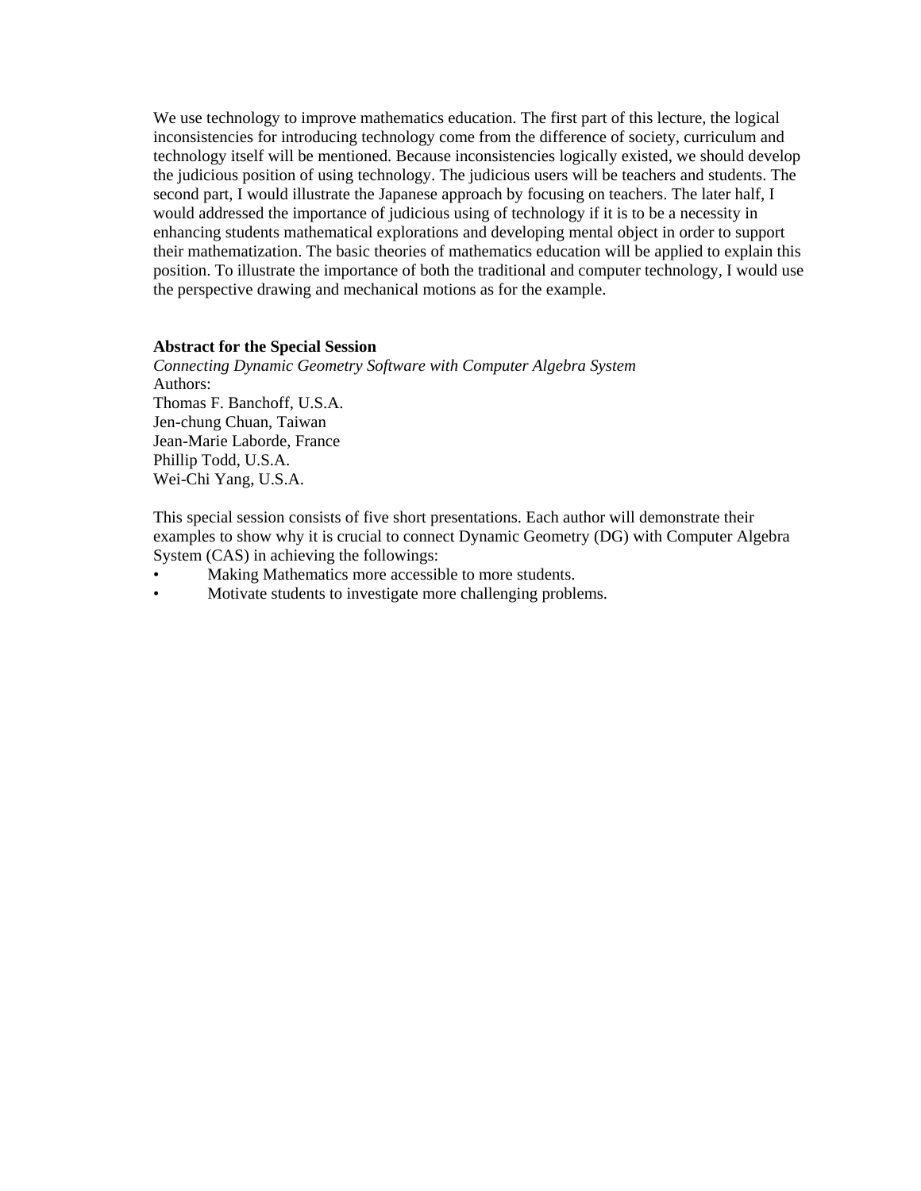We use technology to improve mathematics education. The first part of this lecture, the logical inconsistencies for introducing technology come from the difference of society, curriculum and technology itself will be mentioned. Because inconsistencies logically existed, we should develop the judicious position of using technology. The judicious users will be teachers and students. The second part, I would illustrate the Japanese approach by focusing on teachers. The later half, I would addressed the importance of judicious using of technology if it is to be a necessity in enhancing students mathematical explorations and developing mental object in order to support their mathematization. The basic theories of mathematics education will be applied to explain this position. To illustrate the importance of both the traditional and computer technology, I would use the perspective drawing and mechanical motions as for the example.

**Abstract for the Special Session**

*Connecting Dynamic Geometry Software with Computer Algebra System*

Authors:
Thomas F. Banchoff, U.S.A.
Jen-chung Chuan, Taiwan
Jean-Marie Laborde, France
Phillip Todd, U.S.A.
Wei-Chi Yang, U.S.A.

This special session consists of five short presentations. Each author will demonstrate their examples to show why it is crucial to connect Dynamic Geometry (DG) with Computer Algebra System (CAS) in achieving the followings:

- Making Mathematics more accessible to more students.
- Motivate students to investigate more challenging problems.